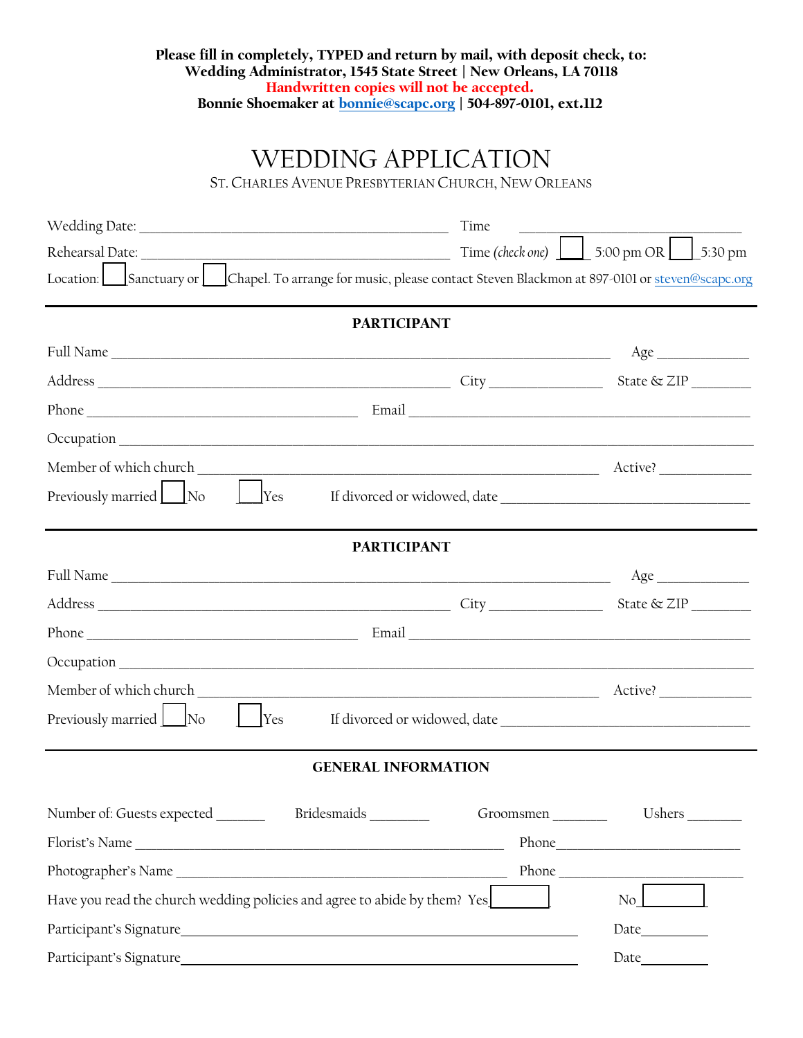**Please fill in completely, TYPED and return by mail, with deposit check, to:**
**Wedding Administrator, 1545 State Street | New Orleans, LA 70118**
**Handwritten copies will not be accepted.**
**Bonnie Shoemaker at bonnie@scapc.org | 504-897-0101, ext.112**

# WEDDING APPLICATION

ST. CHARLES AVENUE PRESBYTERIAN CHURCH, NEW ORLEANS

Wedding Date: ____________________________ Time ____________________

Rehearsal Date: ____________________________ Time (*check one*) ☐ 5:00 pm OR ☐ 5:30 pm

Location: ☐ Sanctuary or ☐ Chapel. To arrange for music, please contact Steven Blackmon at 897-0101 or steven@scapc.org

---

**PARTICIPANT**

Full Name ______________________________________________ Age __________

Address ______________________________ City ____________ State & ZIP ________

Phone ________________________ Email ______________________________

Occupation ____________________________________________________________

Member of which church ______________________________________ Active? __________

Previously married ☐ No ☐ Yes If divorced or widowed, date ______________________

---

**PARTICIPANT**

Full Name ______________________________________________ Age __________

Address ______________________________ City ____________ State & ZIP ________

Phone ________________________ Email ______________________________

Occupation ____________________________________________________________

Member of which church ______________________________________ Active? __________

Previously married ☐ No ☐ Yes If divorced or widowed, date ______________________

---

**GENERAL INFORMATION**

Number of: Guests expected ______ Bridesmaids ______ Groomsmen ______ Ushers ______

Florist's Name ______________________________________ Phone ____________________

Photographer's Name ________________________________ Phone ____________________

Have you read the church wedding policies and agree to abide by them? Yes ☐ No ☐

Participant's Signature ______________________________________ Date ________

Participant's Signature ______________________________________ Date ________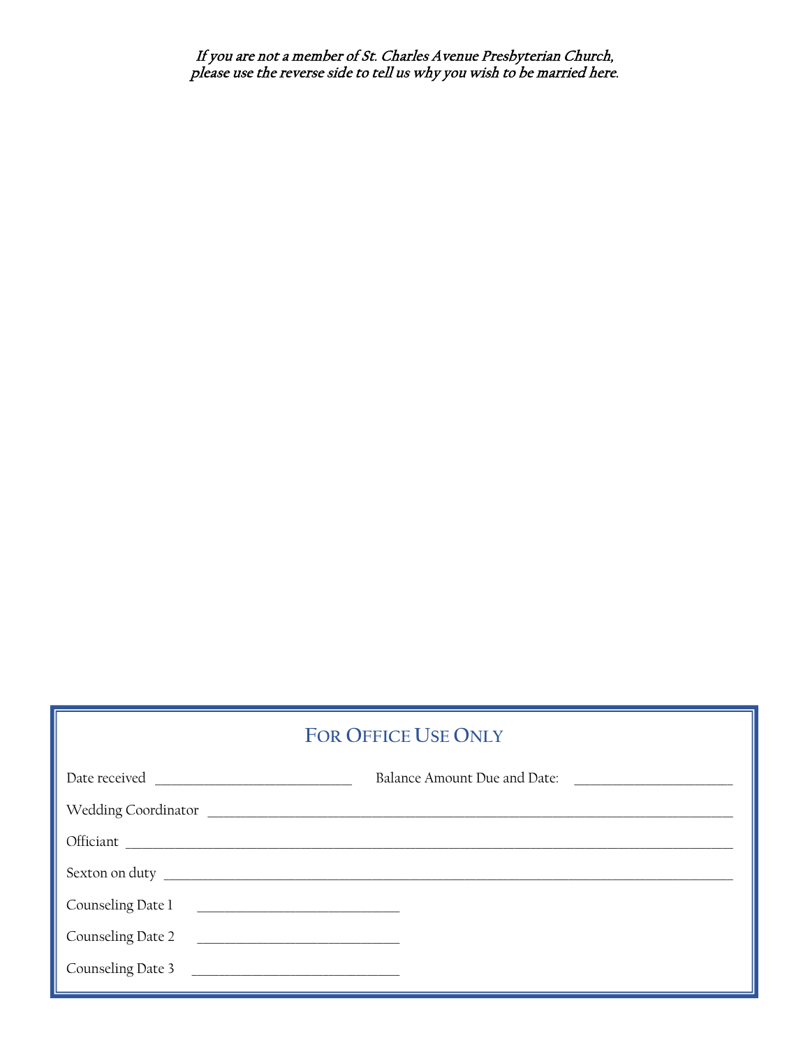*If you are not a member of St. Charles Avenue Presbyterian Church, please use the reverse side to tell us why you wish to be married here.*

## FOR OFFICE USE ONLY

Date received \_\_\_\_\_\_\_\_\_\_\_\_\_\_\_\_\_\_\_\_\_\_\_\_\_\_\_\_ Balance Amount Due and Date: \_\_\_\_\_\_\_\_\_\_\_\_\_\_\_\_\_\_\_\_\_\_

Wedding Coordinator \_\_\_\_\_\_\_\_\_\_\_\_\_\_\_\_\_\_\_\_\_\_\_\_\_\_\_\_\_\_\_\_\_\_\_\_\_\_\_\_\_\_\_\_\_\_\_\_\_\_\_\_\_\_\_\_\_\_\_\_\_\_\_\_\_\_\_\_\_\_\_\_

Officiant \_\_\_\_\_\_\_\_\_\_\_\_\_\_\_\_\_\_\_\_\_\_\_\_\_\_\_\_\_\_\_\_\_\_\_\_\_\_\_\_\_\_\_\_\_\_\_\_\_\_\_\_\_\_\_\_\_\_\_\_\_\_\_\_\_\_\_\_\_\_\_\_\_\_\_\_\_\_\_\_\_\_

Sexton on duty \_\_\_\_\_\_\_\_\_\_\_\_\_\_\_\_\_\_\_\_\_\_\_\_\_\_\_\_\_\_\_\_\_\_\_\_\_\_\_\_\_\_\_\_\_\_\_\_\_\_\_\_\_\_\_\_\_\_\_\_\_\_\_\_\_\_\_\_\_\_\_\_\_\_\_\_\_

Counseling Date 1 \_\_\_\_\_\_\_\_\_\_\_\_\_\_\_\_\_\_\_\_\_\_\_\_\_\_\_\_

Counseling Date 2 \_\_\_\_\_\_\_\_\_\_\_\_\_\_\_\_\_\_\_\_\_\_\_\_\_\_\_\_

Counseling Date 3 \_\_\_\_\_\_\_\_\_\_\_\_\_\_\_\_\_\_\_\_\_\_\_\_\_\_\_\_\_